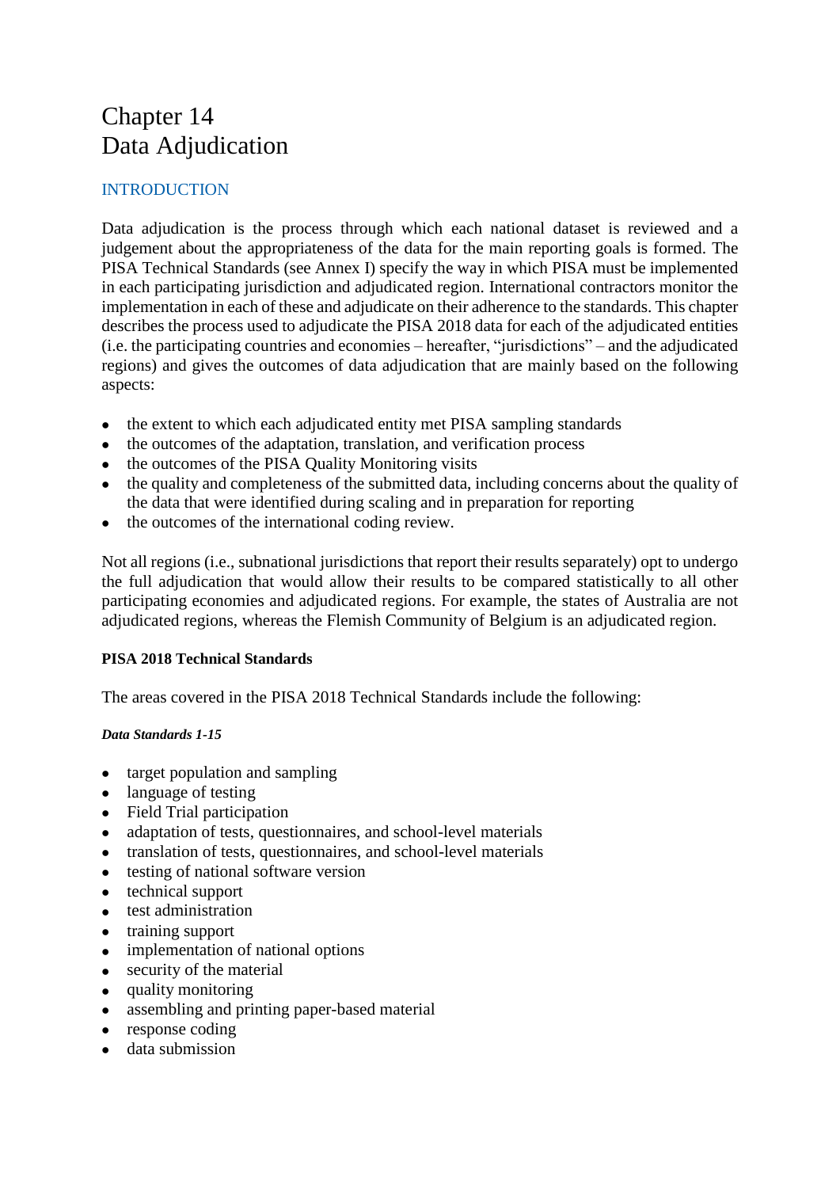# Chapter 14
# Data Adjudication

## INTRODUCTION

Data adjudication is the process through which each national dataset is reviewed and a judgement about the appropriateness of the data for the main reporting goals is formed. The PISA Technical Standards (see Annex I) specify the way in which PISA must be implemented in each participating jurisdiction and adjudicated region. International contractors monitor the implementation in each of these and adjudicate on their adherence to the standards. This chapter describes the process used to adjudicate the PISA 2018 data for each of the adjudicated entities (i.e. the participating countries and economies – hereafter, "jurisdictions" – and the adjudicated regions) and gives the outcomes of data adjudication that are mainly based on the following aspects:

- the extent to which each adjudicated entity met PISA sampling standards
- the outcomes of the adaptation, translation, and verification process
- the outcomes of the PISA Quality Monitoring visits
- the quality and completeness of the submitted data, including concerns about the quality of the data that were identified during scaling and in preparation for reporting
- the outcomes of the international coding review.

Not all regions (i.e., subnational jurisdictions that report their results separately) opt to undergo the full adjudication that would allow their results to be compared statistically to all other participating economies and adjudicated regions. For example, the states of Australia are not adjudicated regions, whereas the Flemish Community of Belgium is an adjudicated region.

### PISA 2018 Technical Standards

The areas covered in the PISA 2018 Technical Standards include the following:

#### *Data Standards 1-15*

- target population and sampling
- language of testing
- Field Trial participation
- adaptation of tests, questionnaires, and school-level materials
- translation of tests, questionnaires, and school-level materials
- testing of national software version
- technical support
- test administration
- training support
- implementation of national options
- security of the material
- quality monitoring
- assembling and printing paper-based material
- response coding
- data submission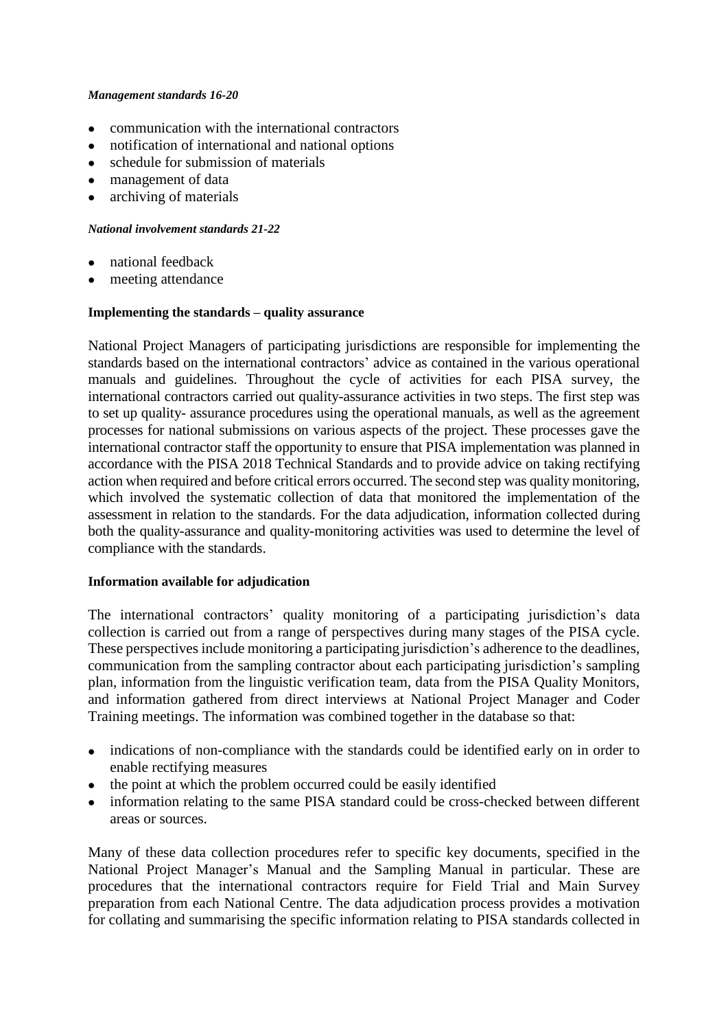***Management standards 16-20***

- communication with the international contractors
- notification of international and national options
- schedule for submission of materials
- management of data
- archiving of materials

***National involvement standards 21-22***

- national feedback
- meeting attendance

**Implementing the standards – quality assurance**

National Project Managers of participating jurisdictions are responsible for implementing the standards based on the international contractors' advice as contained in the various operational manuals and guidelines. Throughout the cycle of activities for each PISA survey, the international contractors carried out quality-assurance activities in two steps. The first step was to set up quality- assurance procedures using the operational manuals, as well as the agreement processes for national submissions on various aspects of the project. These processes gave the international contractor staff the opportunity to ensure that PISA implementation was planned in accordance with the PISA 2018 Technical Standards and to provide advice on taking rectifying action when required and before critical errors occurred. The second step was quality monitoring, which involved the systematic collection of data that monitored the implementation of the assessment in relation to the standards. For the data adjudication, information collected during both the quality-assurance and quality-monitoring activities was used to determine the level of compliance with the standards.

**Information available for adjudication**

The international contractors' quality monitoring of a participating jurisdiction's data collection is carried out from a range of perspectives during many stages of the PISA cycle. These perspectives include monitoring a participating jurisdiction's adherence to the deadlines, communication from the sampling contractor about each participating jurisdiction's sampling plan, information from the linguistic verification team, data from the PISA Quality Monitors, and information gathered from direct interviews at National Project Manager and Coder Training meetings. The information was combined together in the database so that:

- indications of non-compliance with the standards could be identified early on in order to enable rectifying measures
- the point at which the problem occurred could be easily identified
- information relating to the same PISA standard could be cross-checked between different areas or sources.

Many of these data collection procedures refer to specific key documents, specified in the National Project Manager's Manual and the Sampling Manual in particular. These are procedures that the international contractors require for Field Trial and Main Survey preparation from each National Centre. The data adjudication process provides a motivation for collating and summarising the specific information relating to PISA standards collected in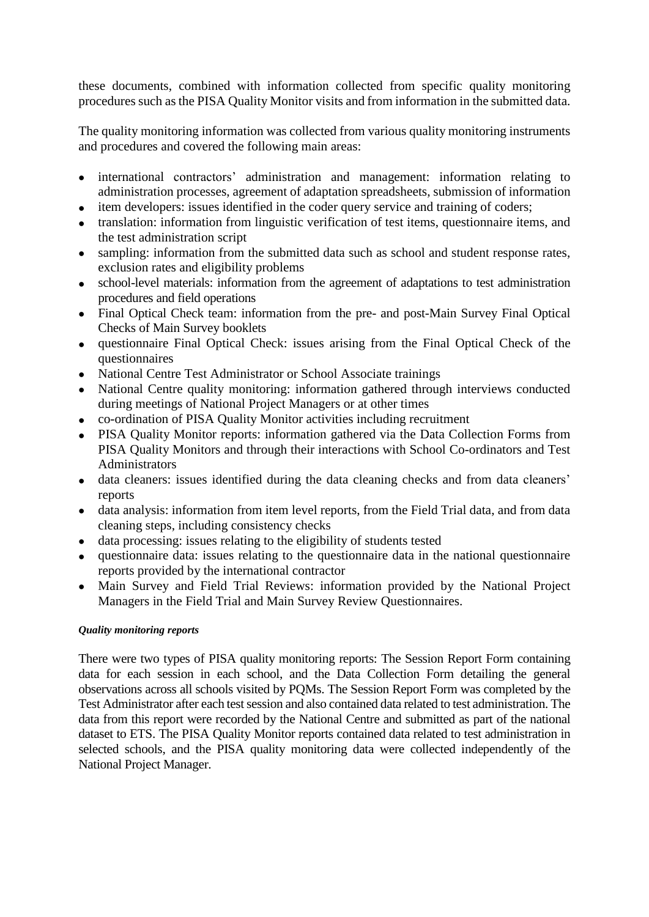these documents, combined with information collected from specific quality monitoring procedures such as the PISA Quality Monitor visits and from information in the submitted data.

The quality monitoring information was collected from various quality monitoring instruments and procedures and covered the following main areas:

- international contractors' administration and management: information relating to administration processes, agreement of adaptation spreadsheets, submission of information
- item developers: issues identified in the coder query service and training of coders;
- translation: information from linguistic verification of test items, questionnaire items, and the test administration script
- sampling: information from the submitted data such as school and student response rates, exclusion rates and eligibility problems
- school-level materials: information from the agreement of adaptations to test administration procedures and field operations
- Final Optical Check team: information from the pre- and post-Main Survey Final Optical Checks of Main Survey booklets
- questionnaire Final Optical Check: issues arising from the Final Optical Check of the questionnaires
- National Centre Test Administrator or School Associate trainings
- National Centre quality monitoring: information gathered through interviews conducted during meetings of National Project Managers or at other times
- co-ordination of PISA Quality Monitor activities including recruitment
- PISA Quality Monitor reports: information gathered via the Data Collection Forms from PISA Quality Monitors and through their interactions with School Co-ordinators and Test Administrators
- data cleaners: issues identified during the data cleaning checks and from data cleaners' reports
- data analysis: information from item level reports, from the Field Trial data, and from data cleaning steps, including consistency checks
- data processing: issues relating to the eligibility of students tested
- questionnaire data: issues relating to the questionnaire data in the national questionnaire reports provided by the international contractor
- Main Survey and Field Trial Reviews: information provided by the National Project Managers in the Field Trial and Main Survey Review Questionnaires.

***Quality monitoring reports***

There were two types of PISA quality monitoring reports: The Session Report Form containing data for each session in each school, and the Data Collection Form detailing the general observations across all schools visited by PQMs. The Session Report Form was completed by the Test Administrator after each test session and also contained data related to test administration. The data from this report were recorded by the National Centre and submitted as part of the national dataset to ETS. The PISA Quality Monitor reports contained data related to test administration in selected schools, and the PISA quality monitoring data were collected independently of the National Project Manager.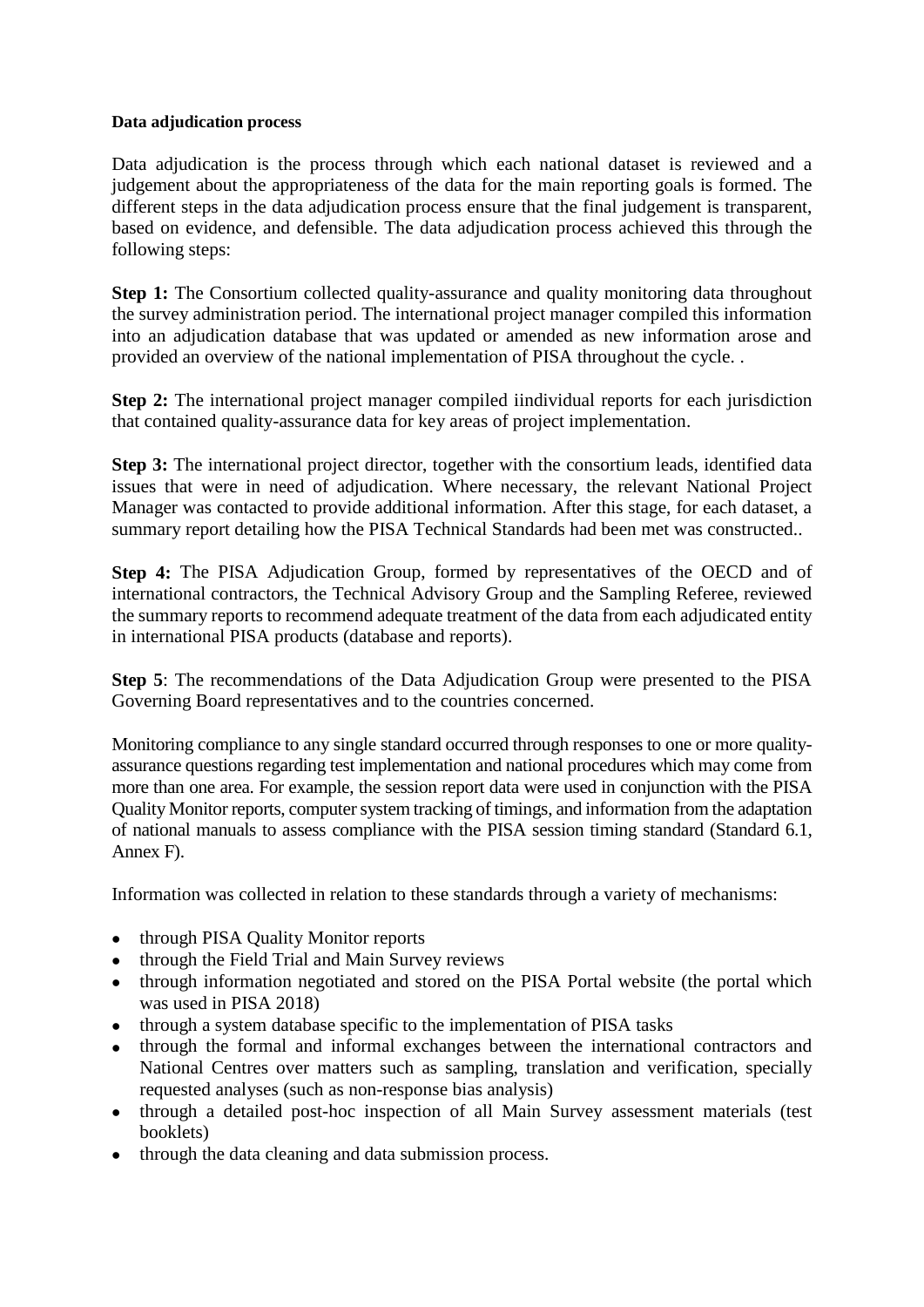**Data adjudication process**

Data adjudication is the process through which each national dataset is reviewed and a judgement about the appropriateness of the data for the main reporting goals is formed. The different steps in the data adjudication process ensure that the final judgement is transparent, based on evidence, and defensible. The data adjudication process achieved this through the following steps:

**Step 1:** The Consortium collected quality-assurance and quality monitoring data throughout the survey administration period. The international project manager compiled this information into an adjudication database that was updated or amended as new information arose and provided an overview of the national implementation of PISA throughout the cycle. .

**Step 2:** The international project manager compiled iindividual reports for each jurisdiction that contained quality-assurance data for key areas of project implementation.

**Step 3:** The international project director, together with the consortium leads, identified data issues that were in need of adjudication. Where necessary, the relevant National Project Manager was contacted to provide additional information. After this stage, for each dataset, a summary report detailing how the PISA Technical Standards had been met was constructed..

**Step 4:** The PISA Adjudication Group, formed by representatives of the OECD and of international contractors, the Technical Advisory Group and the Sampling Referee, reviewed the summary reports to recommend adequate treatment of the data from each adjudicated entity in international PISA products (database and reports).

**Step 5**: The recommendations of the Data Adjudication Group were presented to the PISA Governing Board representatives and to the countries concerned.

Monitoring compliance to any single standard occurred through responses to one or more quality-assurance questions regarding test implementation and national procedures which may come from more than one area. For example, the session report data were used in conjunction with the PISA Quality Monitor reports, computer system tracking of timings, and information from the adaptation of national manuals to assess compliance with the PISA session timing standard (Standard 6.1, Annex F).

Information was collected in relation to these standards through a variety of mechanisms:

- through PISA Quality Monitor reports
- through the Field Trial and Main Survey reviews
- through information negotiated and stored on the PISA Portal website (the portal which was used in PISA 2018)
- through a system database specific to the implementation of PISA tasks
- through the formal and informal exchanges between the international contractors and National Centres over matters such as sampling, translation and verification, specially requested analyses (such as non-response bias analysis)
- through a detailed post-hoc inspection of all Main Survey assessment materials (test booklets)
- through the data cleaning and data submission process.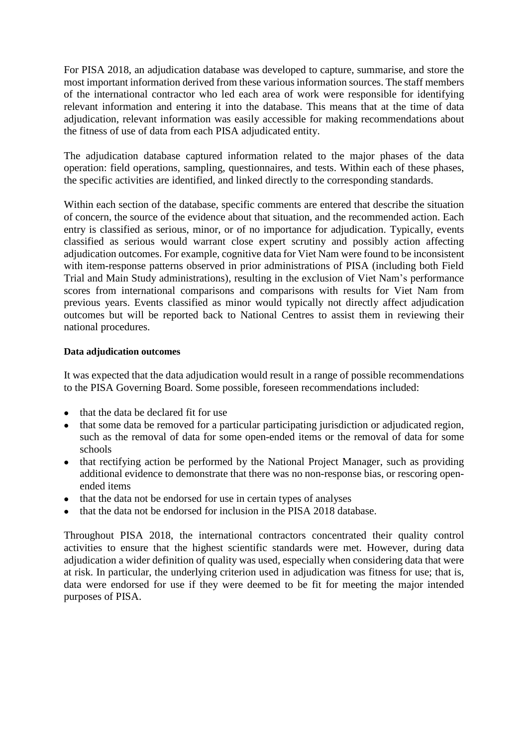For PISA 2018, an adjudication database was developed to capture, summarise, and store the most important information derived from these various information sources. The staff members of the international contractor who led each area of work were responsible for identifying relevant information and entering it into the database. This means that at the time of data adjudication, relevant information was easily accessible for making recommendations about the fitness of use of data from each PISA adjudicated entity.

The adjudication database captured information related to the major phases of the data operation: field operations, sampling, questionnaires, and tests. Within each of these phases, the specific activities are identified, and linked directly to the corresponding standards.

Within each section of the database, specific comments are entered that describe the situation of concern, the source of the evidence about that situation, and the recommended action. Each entry is classified as serious, minor, or of no importance for adjudication. Typically, events classified as serious would warrant close expert scrutiny and possibly action affecting adjudication outcomes. For example, cognitive data for Viet Nam were found to be inconsistent with item-response patterns observed in prior administrations of PISA (including both Field Trial and Main Study administrations), resulting in the exclusion of Viet Nam's performance scores from international comparisons and comparisons with results for Viet Nam from previous years. Events classified as minor would typically not directly affect adjudication outcomes but will be reported back to National Centres to assist them in reviewing their national procedures.

**Data adjudication outcomes**

It was expected that the data adjudication would result in a range of possible recommendations to the PISA Governing Board. Some possible, foreseen recommendations included:

- that the data be declared fit for use
- that some data be removed for a particular participating jurisdiction or adjudicated region, such as the removal of data for some open-ended items or the removal of data for some schools
- that rectifying action be performed by the National Project Manager, such as providing additional evidence to demonstrate that there was no non-response bias, or rescoring open-ended items
- that the data not be endorsed for use in certain types of analyses
- that the data not be endorsed for inclusion in the PISA 2018 database.

Throughout PISA 2018, the international contractors concentrated their quality control activities to ensure that the highest scientific standards were met. However, during data adjudication a wider definition of quality was used, especially when considering data that were at risk. In particular, the underlying criterion used in adjudication was fitness for use; that is, data were endorsed for use if they were deemed to be fit for meeting the major intended purposes of PISA.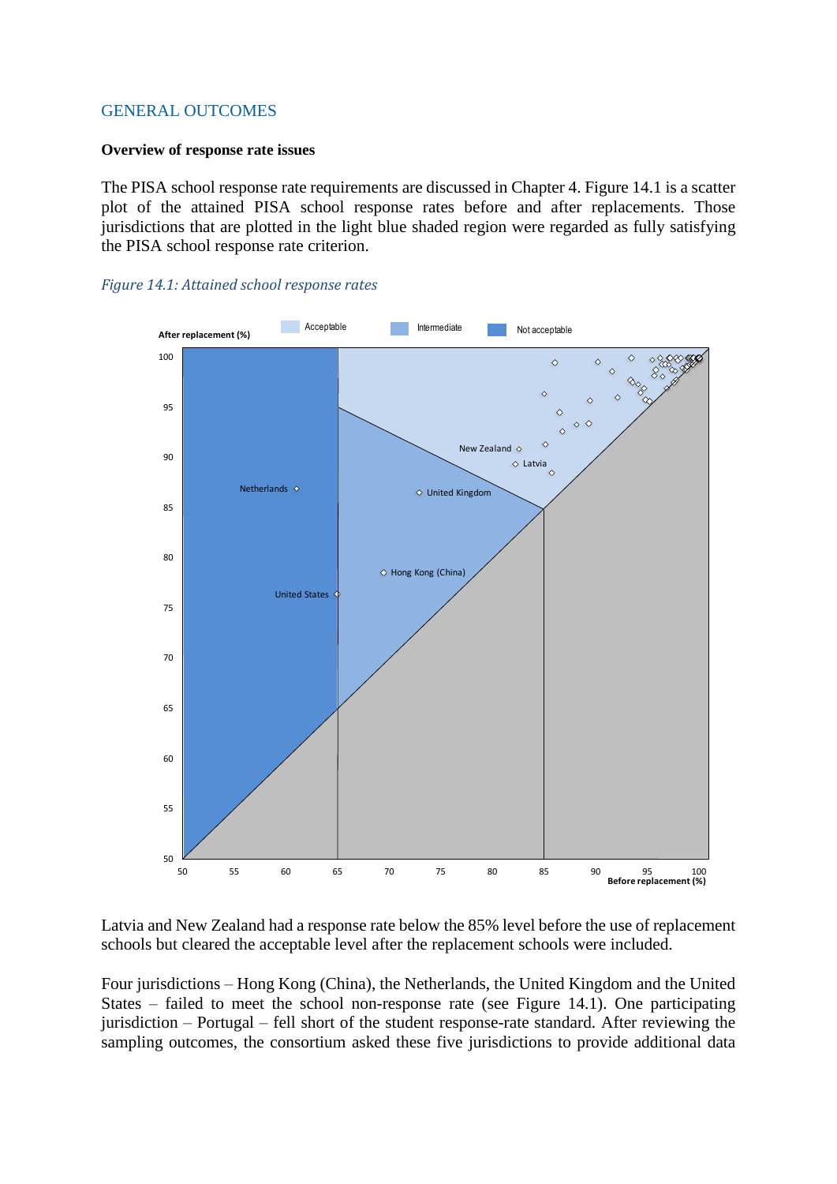## GENERAL OUTCOMES

### Overview of response rate issues

The PISA school response rate requirements are discussed in Chapter 4. Figure 14.1 is a scatter plot of the attained PISA school response rates before and after replacements. Those jurisdictions that are plotted in the light blue shaded region were regarded as fully satisfying the PISA school response rate criterion.

*Figure 14.1: Attained school response rates*

Latvia and New Zealand had a response rate below the 85% level before the use of replacement schools but cleared the acceptable level after the replacement schools were included.

Four jurisdictions – Hong Kong (China), the Netherlands, the United Kingdom and the United States – failed to meet the school non-response rate (see Figure 14.1). One participating jurisdiction – Portugal – fell short of the student response-rate standard. After reviewing the sampling outcomes, the consortium asked these five jurisdictions to provide additional data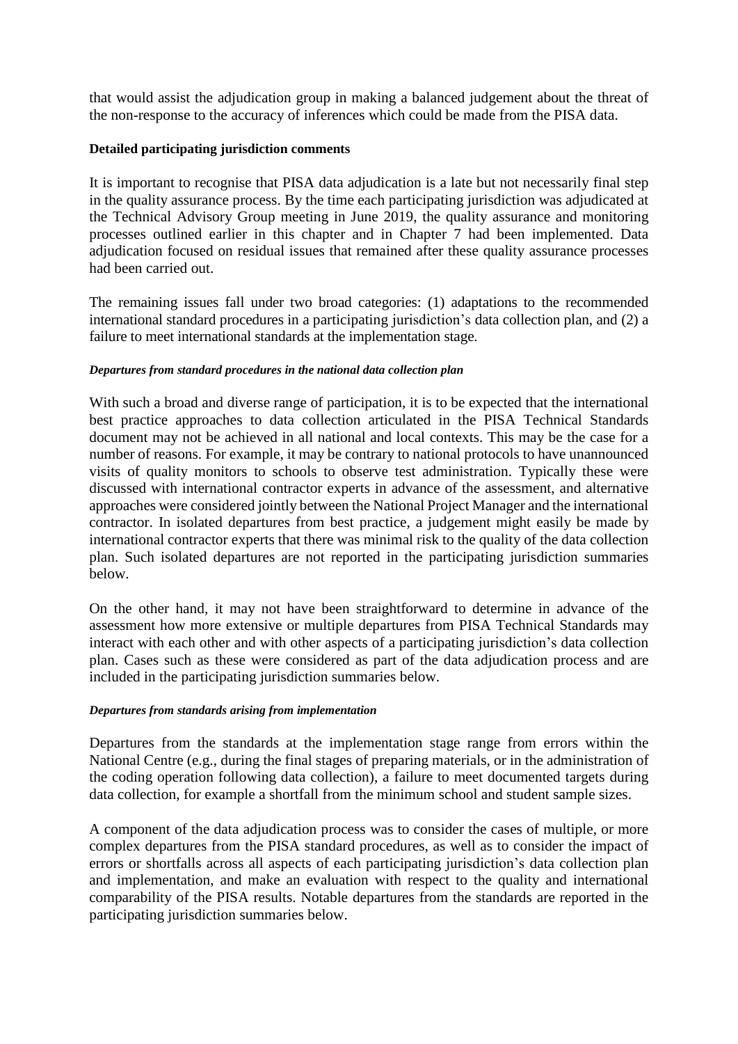that would assist the adjudication group in making a balanced judgement about the threat of the non-response to the accuracy of inferences which could be made from the PISA data.

**Detailed participating jurisdiction comments**

It is important to recognise that PISA data adjudication is a late but not necessarily final step in the quality assurance process. By the time each participating jurisdiction was adjudicated at the Technical Advisory Group meeting in June 2019, the quality assurance and monitoring processes outlined earlier in this chapter and in Chapter 7 had been implemented. Data adjudication focused on residual issues that remained after these quality assurance processes had been carried out.

The remaining issues fall under two broad categories: (1) adaptations to the recommended international standard procedures in a participating jurisdiction's data collection plan, and (2) a failure to meet international standards at the implementation stage.

***Departures from standard procedures in the national data collection plan***

With such a broad and diverse range of participation, it is to be expected that the international best practice approaches to data collection articulated in the PISA Technical Standards document may not be achieved in all national and local contexts. This may be the case for a number of reasons. For example, it may be contrary to national protocols to have unannounced visits of quality monitors to schools to observe test administration. Typically these were discussed with international contractor experts in advance of the assessment, and alternative approaches were considered jointly between the National Project Manager and the international contractor. In isolated departures from best practice, a judgement might easily be made by international contractor experts that there was minimal risk to the quality of the data collection plan. Such isolated departures are not reported in the participating jurisdiction summaries below.

On the other hand, it may not have been straightforward to determine in advance of the assessment how more extensive or multiple departures from PISA Technical Standards may interact with each other and with other aspects of a participating jurisdiction's data collection plan. Cases such as these were considered as part of the data adjudication process and are included in the participating jurisdiction summaries below.

***Departures from standards arising from implementation***

Departures from the standards at the implementation stage range from errors within the National Centre (e.g., during the final stages of preparing materials, or in the administration of the coding operation following data collection), a failure to meet documented targets during data collection, for example a shortfall from the minimum school and student sample sizes.

A component of the data adjudication process was to consider the cases of multiple, or more complex departures from the PISA standard procedures, as well as to consider the impact of errors or shortfalls across all aspects of each participating jurisdiction's data collection plan and implementation, and make an evaluation with respect to the quality and international comparability of the PISA results. Notable departures from the standards are reported in the participating jurisdiction summaries below.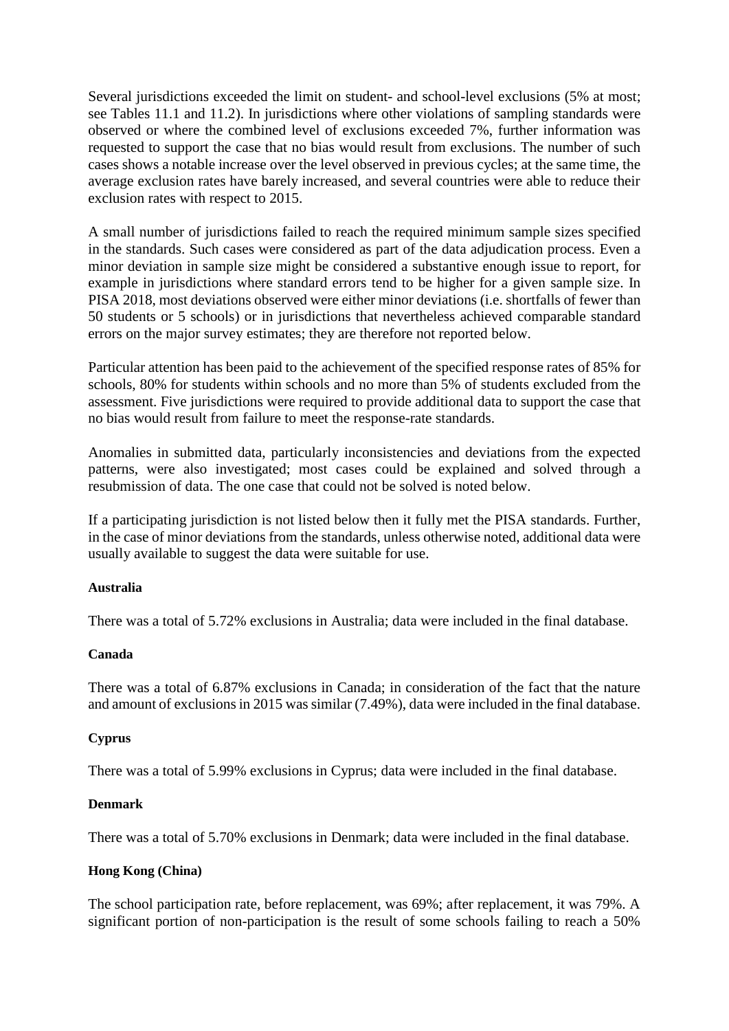Several jurisdictions exceeded the limit on student- and school-level exclusions (5% at most; see Tables 11.1 and 11.2). In jurisdictions where other violations of sampling standards were observed or where the combined level of exclusions exceeded 7%, further information was requested to support the case that no bias would result from exclusions. The number of such cases shows a notable increase over the level observed in previous cycles; at the same time, the average exclusion rates have barely increased, and several countries were able to reduce their exclusion rates with respect to 2015.

A small number of jurisdictions failed to reach the required minimum sample sizes specified in the standards. Such cases were considered as part of the data adjudication process. Even a minor deviation in sample size might be considered a substantive enough issue to report, for example in jurisdictions where standard errors tend to be higher for a given sample size. In PISA 2018, most deviations observed were either minor deviations (i.e. shortfalls of fewer than 50 students or 5 schools) or in jurisdictions that nevertheless achieved comparable standard errors on the major survey estimates; they are therefore not reported below.

Particular attention has been paid to the achievement of the specified response rates of 85% for schools, 80% for students within schools and no more than 5% of students excluded from the assessment. Five jurisdictions were required to provide additional data to support the case that no bias would result from failure to meet the response-rate standards.

Anomalies in submitted data, particularly inconsistencies and deviations from the expected patterns, were also investigated; most cases could be explained and solved through a resubmission of data. The one case that could not be solved is noted below.

If a participating jurisdiction is not listed below then it fully met the PISA standards. Further, in the case of minor deviations from the standards, unless otherwise noted, additional data were usually available to suggest the data were suitable for use.

**Australia**

There was a total of 5.72% exclusions in Australia; data were included in the final database.

**Canada**

There was a total of 6.87% exclusions in Canada; in consideration of the fact that the nature and amount of exclusions in 2015 was similar (7.49%), data were included in the final database.

**Cyprus**

There was a total of 5.99% exclusions in Cyprus; data were included in the final database.

**Denmark**

There was a total of 5.70% exclusions in Denmark; data were included in the final database.

**Hong Kong (China)**

The school participation rate, before replacement, was 69%; after replacement, it was 79%. A significant portion of non-participation is the result of some schools failing to reach a 50%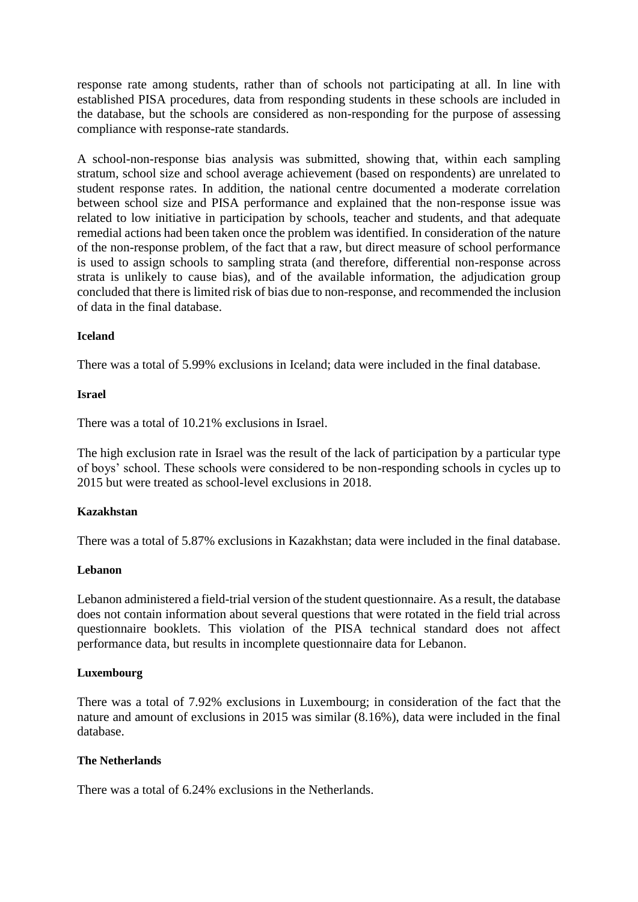response rate among students, rather than of schools not participating at all. In line with established PISA procedures, data from responding students in these schools are included in the database, but the schools are considered as non-responding for the purpose of assessing compliance with response-rate standards.

A school-non-response bias analysis was submitted, showing that, within each sampling stratum, school size and school average achievement (based on respondents) are unrelated to student response rates. In addition, the national centre documented a moderate correlation between school size and PISA performance and explained that the non-response issue was related to low initiative in participation by schools, teacher and students, and that adequate remedial actions had been taken once the problem was identified. In consideration of the nature of the non-response problem, of the fact that a raw, but direct measure of school performance is used to assign schools to sampling strata (and therefore, differential non-response across strata is unlikely to cause bias), and of the available information, the adjudication group concluded that there is limited risk of bias due to non-response, and recommended the inclusion of data in the final database.

**Iceland**

There was a total of 5.99% exclusions in Iceland; data were included in the final database.

**Israel**

There was a total of 10.21% exclusions in Israel.

The high exclusion rate in Israel was the result of the lack of participation by a particular type of boys' school. These schools were considered to be non-responding schools in cycles up to 2015 but were treated as school-level exclusions in 2018.

**Kazakhstan**

There was a total of 5.87% exclusions in Kazakhstan; data were included in the final database.

**Lebanon**

Lebanon administered a field-trial version of the student questionnaire. As a result, the database does not contain information about several questions that were rotated in the field trial across questionnaire booklets. This violation of the PISA technical standard does not affect performance data, but results in incomplete questionnaire data for Lebanon.

**Luxembourg**

There was a total of 7.92% exclusions in Luxembourg; in consideration of the fact that the nature and amount of exclusions in 2015 was similar (8.16%), data were included in the final database.

**The Netherlands**

There was a total of 6.24% exclusions in the Netherlands.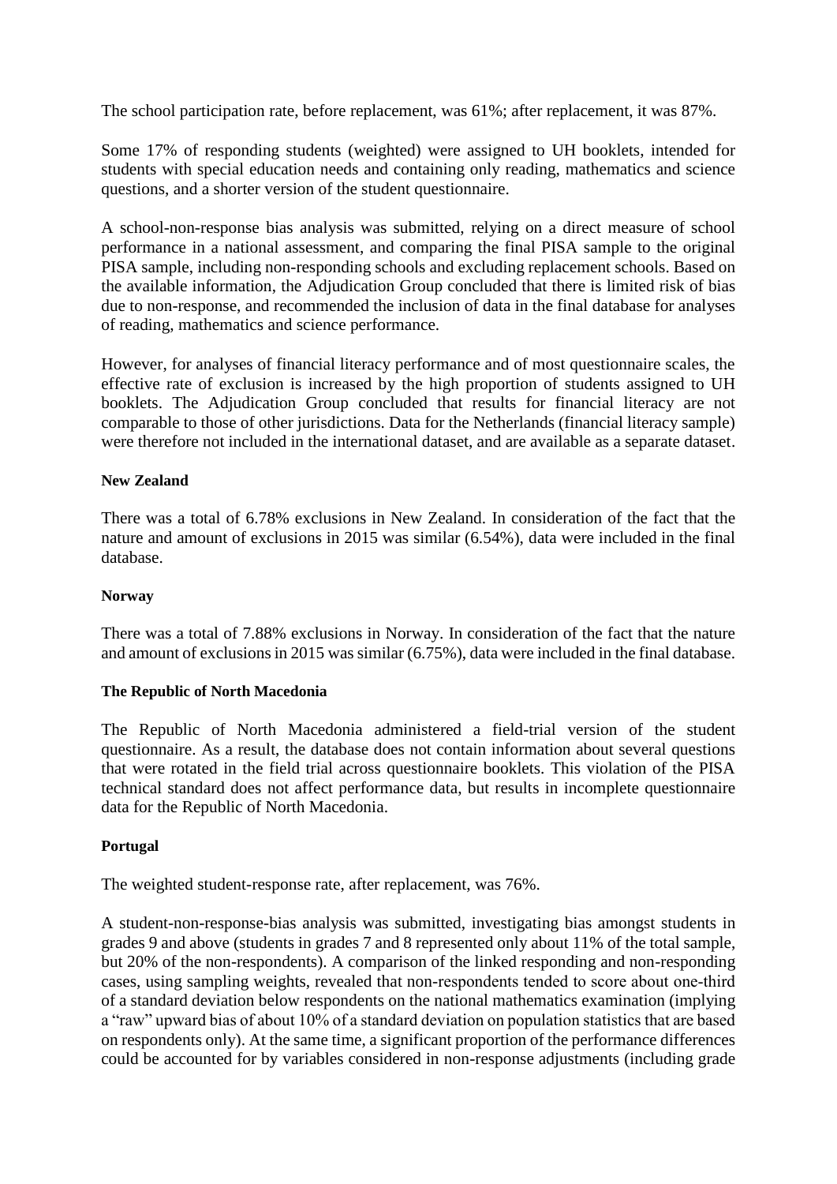The school participation rate, before replacement, was 61%; after replacement, it was 87%.

Some 17% of responding students (weighted) were assigned to UH booklets, intended for students with special education needs and containing only reading, mathematics and science questions, and a shorter version of the student questionnaire.

A school-non-response bias analysis was submitted, relying on a direct measure of school performance in a national assessment, and comparing the final PISA sample to the original PISA sample, including non-responding schools and excluding replacement schools. Based on the available information, the Adjudication Group concluded that there is limited risk of bias due to non-response, and recommended the inclusion of data in the final database for analyses of reading, mathematics and science performance.

However, for analyses of financial literacy performance and of most questionnaire scales, the effective rate of exclusion is increased by the high proportion of students assigned to UH booklets. The Adjudication Group concluded that results for financial literacy are not comparable to those of other jurisdictions. Data for the Netherlands (financial literacy sample) were therefore not included in the international dataset, and are available as a separate dataset.

**New Zealand**

There was a total of 6.78% exclusions in New Zealand. In consideration of the fact that the nature and amount of exclusions in 2015 was similar (6.54%), data were included in the final database.

**Norway**

There was a total of 7.88% exclusions in Norway. In consideration of the fact that the nature and amount of exclusions in 2015 was similar (6.75%), data were included in the final database.

**The Republic of North Macedonia**

The Republic of North Macedonia administered a field-trial version of the student questionnaire. As a result, the database does not contain information about several questions that were rotated in the field trial across questionnaire booklets. This violation of the PISA technical standard does not affect performance data, but results in incomplete questionnaire data for the Republic of North Macedonia.

**Portugal**

The weighted student-response rate, after replacement, was 76%.

A student-non-response-bias analysis was submitted, investigating bias amongst students in grades 9 and above (students in grades 7 and 8 represented only about 11% of the total sample, but 20% of the non-respondents). A comparison of the linked responding and non-responding cases, using sampling weights, revealed that non-respondents tended to score about one-third of a standard deviation below respondents on the national mathematics examination (implying a "raw" upward bias of about 10% of a standard deviation on population statistics that are based on respondents only). At the same time, a significant proportion of the performance differences could be accounted for by variables considered in non-response adjustments (including grade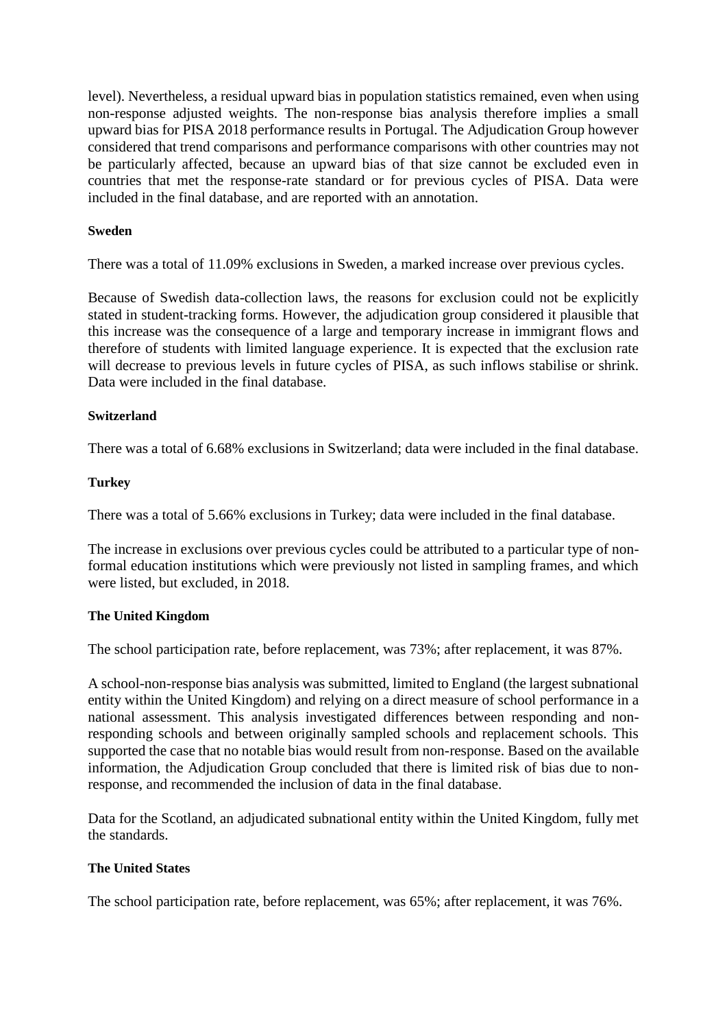level). Nevertheless, a residual upward bias in population statistics remained, even when using non-response adjusted weights. The non-response bias analysis therefore implies a small upward bias for PISA 2018 performance results in Portugal. The Adjudication Group however considered that trend comparisons and performance comparisons with other countries may not be particularly affected, because an upward bias of that size cannot be excluded even in countries that met the response-rate standard or for previous cycles of PISA. Data were included in the final database, and are reported with an annotation.

**Sweden**

There was a total of 11.09% exclusions in Sweden, a marked increase over previous cycles.

Because of Swedish data-collection laws, the reasons for exclusion could not be explicitly stated in student-tracking forms. However, the adjudication group considered it plausible that this increase was the consequence of a large and temporary increase in immigrant flows and therefore of students with limited language experience. It is expected that the exclusion rate will decrease to previous levels in future cycles of PISA, as such inflows stabilise or shrink. Data were included in the final database.

**Switzerland**

There was a total of 6.68% exclusions in Switzerland; data were included in the final database.

**Turkey**

There was a total of 5.66% exclusions in Turkey; data were included in the final database.

The increase in exclusions over previous cycles could be attributed to a particular type of non-formal education institutions which were previously not listed in sampling frames, and which were listed, but excluded, in 2018.

**The United Kingdom**

The school participation rate, before replacement, was 73%; after replacement, it was 87%.

A school-non-response bias analysis was submitted, limited to England (the largest subnational entity within the United Kingdom) and relying on a direct measure of school performance in a national assessment. This analysis investigated differences between responding and non-responding schools and between originally sampled schools and replacement schools. This supported the case that no notable bias would result from non-response. Based on the available information, the Adjudication Group concluded that there is limited risk of bias due to non-response, and recommended the inclusion of data in the final database.

Data for the Scotland, an adjudicated subnational entity within the United Kingdom, fully met the standards.

**The United States**

The school participation rate, before replacement, was 65%; after replacement, it was 76%.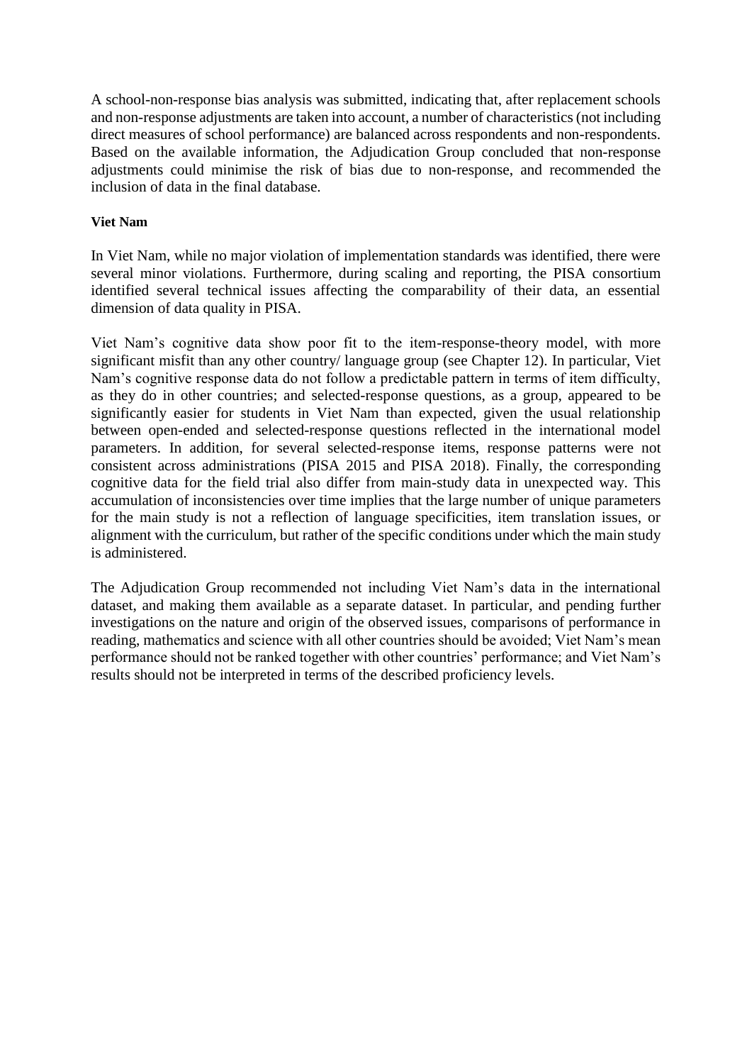A school-non-response bias analysis was submitted, indicating that, after replacement schools and non-response adjustments are taken into account, a number of characteristics (not including direct measures of school performance) are balanced across respondents and non-respondents. Based on the available information, the Adjudication Group concluded that non-response adjustments could minimise the risk of bias due to non-response, and recommended the inclusion of data in the final database.

**Viet Nam**

In Viet Nam, while no major violation of implementation standards was identified, there were several minor violations. Furthermore, during scaling and reporting, the PISA consortium identified several technical issues affecting the comparability of their data, an essential dimension of data quality in PISA.

Viet Nam's cognitive data show poor fit to the item-response-theory model, with more significant misfit than any other country/ language group (see Chapter 12). In particular, Viet Nam's cognitive response data do not follow a predictable pattern in terms of item difficulty, as they do in other countries; and selected-response questions, as a group, appeared to be significantly easier for students in Viet Nam than expected, given the usual relationship between open-ended and selected-response questions reflected in the international model parameters. In addition, for several selected-response items, response patterns were not consistent across administrations (PISA 2015 and PISA 2018). Finally, the corresponding cognitive data for the field trial also differ from main-study data in unexpected way. This accumulation of inconsistencies over time implies that the large number of unique parameters for the main study is not a reflection of language specificities, item translation issues, or alignment with the curriculum, but rather of the specific conditions under which the main study is administered.

The Adjudication Group recommended not including Viet Nam's data in the international dataset, and making them available as a separate dataset. In particular, and pending further investigations on the nature and origin of the observed issues, comparisons of performance in reading, mathematics and science with all other countries should be avoided; Viet Nam's mean performance should not be ranked together with other countries' performance; and Viet Nam's results should not be interpreted in terms of the described proficiency levels.